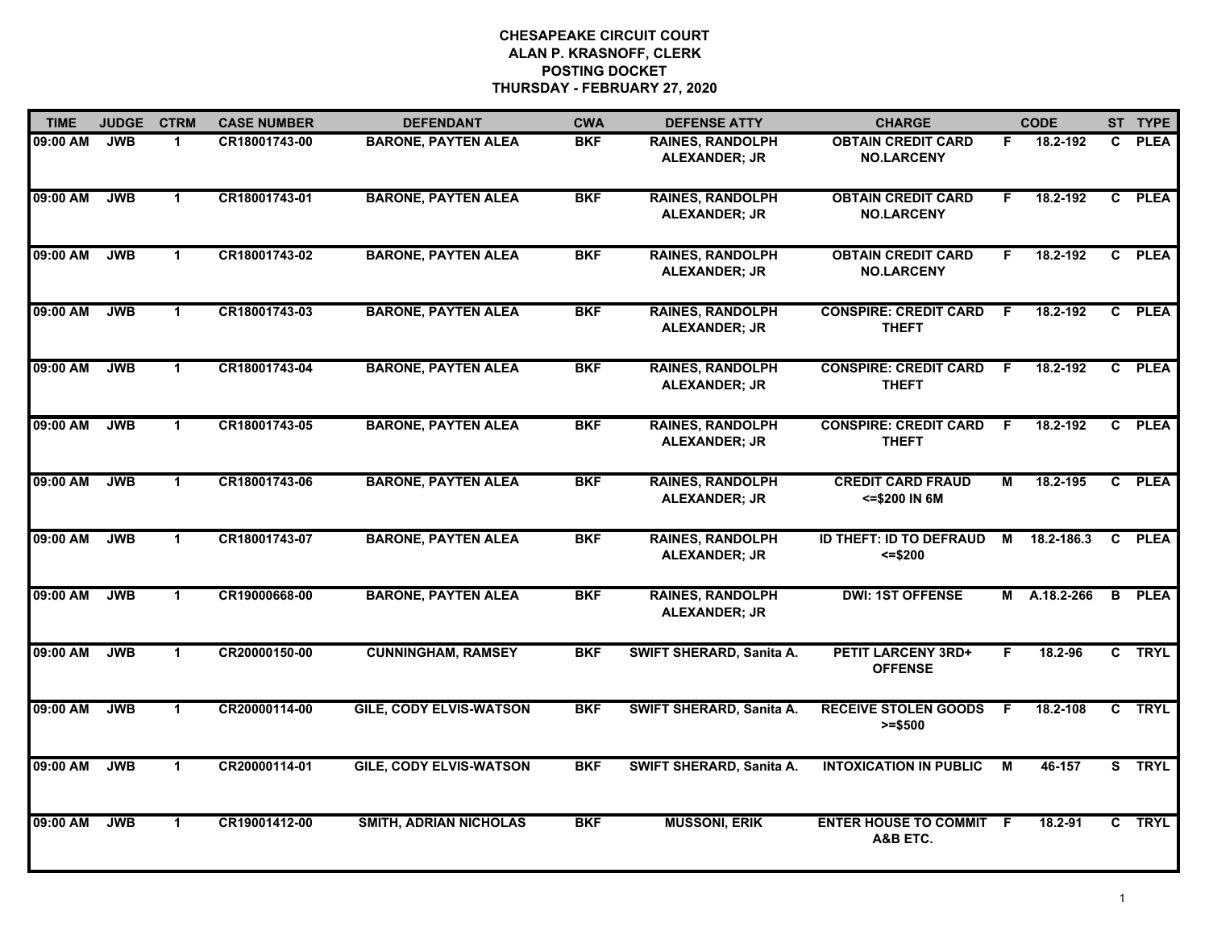**CHESAPEAKE CIRCUIT COURT**
**ALAN P. KRASNOFF, CLERK**
**POSTING DOCKET**
**THURSDAY - FEBRUARY 27, 2020**

| TIME | JUDGE | CTRM | CASE NUMBER | DEFENDANT | CWA | DEFENSE ATTY | CHARGE | | CODE | ST | TYPE |
|---|---|---|---|---|---|---|---|---|---|---|---|
| 09:00 AM | JWB | 1 | CR18001743-00 | BARONE, PAYTEN ALEA | BKF | RAINES, RANDOLPH ALEXANDER; JR | OBTAIN CREDIT CARD NO.LARCENY | F | 18.2-192 | C | PLEA |
| 09:00 AM | JWB | 1 | CR18001743-01 | BARONE, PAYTEN ALEA | BKF | RAINES, RANDOLPH ALEXANDER; JR | OBTAIN CREDIT CARD NO.LARCENY | F | 18.2-192 | C | PLEA |
| 09:00 AM | JWB | 1 | CR18001743-02 | BARONE, PAYTEN ALEA | BKF | RAINES, RANDOLPH ALEXANDER; JR | OBTAIN CREDIT CARD NO.LARCENY | F | 18.2-192 | C | PLEA |
| 09:00 AM | JWB | 1 | CR18001743-03 | BARONE, PAYTEN ALEA | BKF | RAINES, RANDOLPH ALEXANDER; JR | CONSPIRE: CREDIT CARD THEFT | F | 18.2-192 | C | PLEA |
| 09:00 AM | JWB | 1 | CR18001743-04 | BARONE, PAYTEN ALEA | BKF | RAINES, RANDOLPH ALEXANDER; JR | CONSPIRE: CREDIT CARD THEFT | F | 18.2-192 | C | PLEA |
| 09:00 AM | JWB | 1 | CR18001743-05 | BARONE, PAYTEN ALEA | BKF | RAINES, RANDOLPH ALEXANDER; JR | CONSPIRE: CREDIT CARD THEFT | F | 18.2-192 | C | PLEA |
| 09:00 AM | JWB | 1 | CR18001743-06 | BARONE, PAYTEN ALEA | BKF | RAINES, RANDOLPH ALEXANDER; JR | CREDIT CARD FRAUD <=$200 IN 6M | M | 18.2-195 | C | PLEA |
| 09:00 AM | JWB | 1 | CR18001743-07 | BARONE, PAYTEN ALEA | BKF | RAINES, RANDOLPH ALEXANDER; JR | ID THEFT: ID TO DEFRAUD <=$200 | M | 18.2-186.3 | C | PLEA |
| 09:00 AM | JWB | 1 | CR19000668-00 | BARONE, PAYTEN ALEA | BKF | RAINES, RANDOLPH ALEXANDER; JR | DWI: 1ST OFFENSE | M | A.18.2-266 | B | PLEA |
| 09:00 AM | JWB | 1 | CR20000150-00 | CUNNINGHAM, RAMSEY | BKF | SWIFT SHERARD, Sanita A. | PETIT LARCENY 3RD+ OFFENSE | F | 18.2-96 | C | TRYL |
| 09:00 AM | JWB | 1 | CR20000114-00 | GILE, CODY ELVIS-WATSON | BKF | SWIFT SHERARD, Sanita A. | RECEIVE STOLEN GOODS >=$500 | F | 18.2-108 | C | TRYL |
| 09:00 AM | JWB | 1 | CR20000114-01 | GILE, CODY ELVIS-WATSON | BKF | SWIFT SHERARD, Sanita A. | INTOXICATION IN PUBLIC | M | 46-157 | S | TRYL |
| 09:00 AM | JWB | 1 | CR19001412-00 | SMITH, ADRIAN NICHOLAS | BKF | MUSSONI, ERIK | ENTER HOUSE TO COMMIT A&B ETC. | F | 18.2-91 | C | TRYL |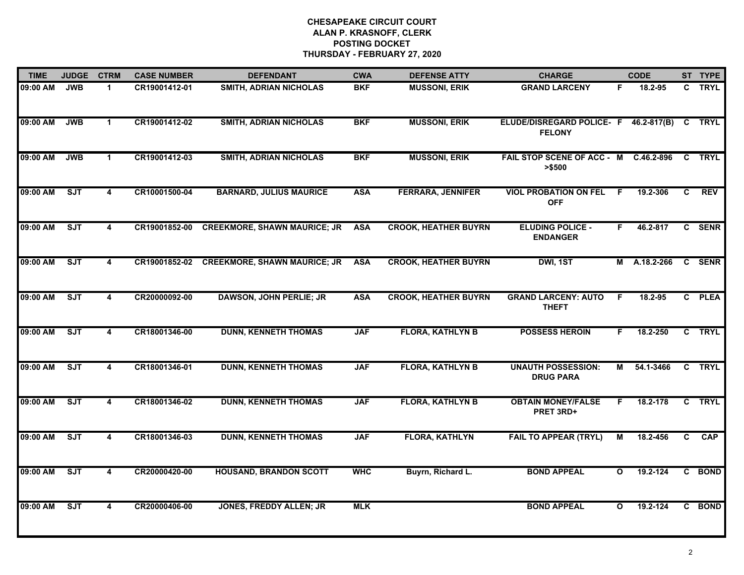**CHESAPEAKE CIRCUIT COURT**
**ALAN P. KRASNOFF, CLERK**
**POSTING DOCKET**
**THURSDAY - FEBRUARY 27, 2020**

| TIME | JUDGE | CTRM | CASE NUMBER | DEFENDANT | CWA | DEFENSE ATTY | CHARGE | | CODE | ST | TYPE |
|---|---|---|---|---|---|---|---|---|---|---|---|
| 09:00 AM | JWB | 1 | CR19001412-01 | SMITH, ADRIAN NICHOLAS | BKF | MUSSONI, ERIK | GRAND LARCENY | F | 18.2-95 | C | TRYL |
| 09:00 AM | JWB | 1 | CR19001412-02 | SMITH, ADRIAN NICHOLAS | BKF | MUSSONI, ERIK | ELUDE/DISREGARD POLICE-FELONY | F | 46.2-817(B) | C | TRYL |
| 09:00 AM | JWB | 1 | CR19001412-03 | SMITH, ADRIAN NICHOLAS | BKF | MUSSONI, ERIK | FAIL STOP SCENE OF ACC - >$500 | M | C.46.2-896 | C | TRYL |
| 09:00 AM | SJT | 4 | CR10001500-04 | BARNARD, JULIUS MAURICE | ASA | FERRARA, JENNIFER | VIOL PROBATION ON FEL OFF | F | 19.2-306 | C | REV |
| 09:00 AM | SJT | 4 | CR19001852-00 | CREEKMORE, SHAWN MAURICE; JR | ASA | CROOK, HEATHER BUYRN | ELUDING POLICE - ENDANGER | F | 46.2-817 | C | SENR |
| 09:00 AM | SJT | 4 | CR19001852-02 | CREEKMORE, SHAWN MAURICE; JR | ASA | CROOK, HEATHER BUYRN | DWI, 1ST | M | A.18.2-266 | C | SENR |
| 09:00 AM | SJT | 4 | CR20000092-00 | DAWSON, JOHN PERLIE; JR | ASA | CROOK, HEATHER BUYRN | GRAND LARCENY: AUTO THEFT | F | 18.2-95 | C | PLEA |
| 09:00 AM | SJT | 4 | CR18001346-00 | DUNN, KENNETH THOMAS | JAF | FLORA, KATHLYN B | POSSESS HEROIN | F | 18.2-250 | C | TRYL |
| 09:00 AM | SJT | 4 | CR18001346-01 | DUNN, KENNETH THOMAS | JAF | FLORA, KATHLYN B | UNAUTH POSSESSION: DRUG PARA | M | 54.1-3466 | C | TRYL |
| 09:00 AM | SJT | 4 | CR18001346-02 | DUNN, KENNETH THOMAS | JAF | FLORA, KATHLYN B | OBTAIN MONEY/FALSE PRET 3RD+ | F | 18.2-178 | C | TRYL |
| 09:00 AM | SJT | 4 | CR18001346-03 | DUNN, KENNETH THOMAS | JAF | FLORA, KATHLYN | FAIL TO APPEAR (TRYL) | M | 18.2-456 | C | CAP |
| 09:00 AM | SJT | 4 | CR20000420-00 | HOUSAND, BRANDON SCOTT | WHC | Buyrn, Richard L. | BOND APPEAL | O | 19.2-124 | C | BOND |
| 09:00 AM | SJT | 4 | CR20000406-00 | JONES, FREDDY ALLEN; JR | MLK | | BOND APPEAL | O | 19.2-124 | C | BOND |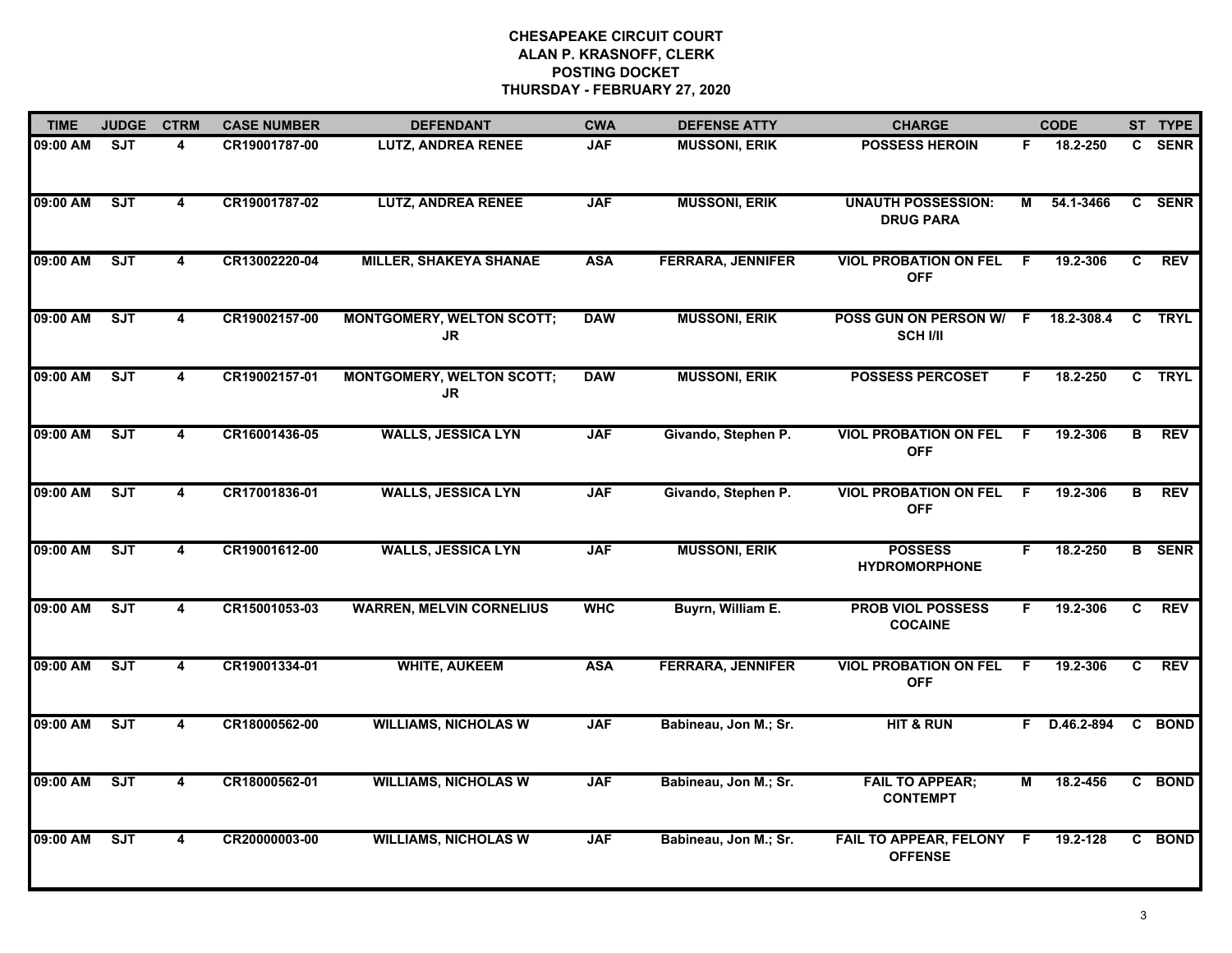# CHESAPEAKE CIRCUIT COURT
## ALAN P. KRASNOFF, CLERK
## POSTING DOCKET
## THURSDAY - FEBRUARY 27, 2020

| TIME | JUDGE | CTRM | CASE NUMBER | DEFENDANT | CWA | DEFENSE ATTY | CHARGE | | CODE | ST | TYPE |
|---|---|---|---|---|---|---|---|---|---|---|---|
| 09:00 AM | SJT | 4 | CR19001787-00 | LUTZ, ANDREA RENEE | JAF | MUSSONI, ERIK | POSSESS HEROIN | F | 18.2-250 | C | SENR |
| 09:00 AM | SJT | 4 | CR19001787-02 | LUTZ, ANDREA RENEE | JAF | MUSSONI, ERIK | UNAUTH POSSESSION: DRUG PARA | M | 54.1-3466 | C | SENR |
| 09:00 AM | SJT | 4 | CR13002220-04 | MILLER, SHAKEYA SHANAE | ASA | FERRARA, JENNIFER | VIOL PROBATION ON FEL OFF | F | 19.2-306 | C | REV |
| 09:00 AM | SJT | 4 | CR19002157-00 | MONTGOMERY, WELTON SCOTT; JR | DAW | MUSSONI, ERIK | POSS GUN ON PERSON W/ SCH I/II | F | 18.2-308.4 | C | TRYL |
| 09:00 AM | SJT | 4 | CR19002157-01 | MONTGOMERY, WELTON SCOTT; JR | DAW | MUSSONI, ERIK | POSSESS PERCOSET | F | 18.2-250 | C | TRYL |
| 09:00 AM | SJT | 4 | CR16001436-05 | WALLS, JESSICA LYN | JAF | Givando, Stephen P. | VIOL PROBATION ON FEL OFF | F | 19.2-306 | B | REV |
| 09:00 AM | SJT | 4 | CR17001836-01 | WALLS, JESSICA LYN | JAF | Givando, Stephen P. | VIOL PROBATION ON FEL OFF | F | 19.2-306 | B | REV |
| 09:00 AM | SJT | 4 | CR19001612-00 | WALLS, JESSICA LYN | JAF | MUSSONI, ERIK | POSSESS HYDROMORPHONE | F | 18.2-250 | B | SENR |
| 09:00 AM | SJT | 4 | CR15001053-03 | WARREN, MELVIN CORNELIUS | WHC | Buyrn, William E. | PROB VIOL POSSESS COCAINE | F | 19.2-306 | C | REV |
| 09:00 AM | SJT | 4 | CR19001334-01 | WHITE, AUKEEM | ASA | FERRARA, JENNIFER | VIOL PROBATION ON FEL OFF | F | 19.2-306 | C | REV |
| 09:00 AM | SJT | 4 | CR18000562-00 | WILLIAMS, NICHOLAS W | JAF | Babineau, Jon M.; Sr. | HIT & RUN | F | D.46.2-894 | C | BOND |
| 09:00 AM | SJT | 4 | CR18000562-01 | WILLIAMS, NICHOLAS W | JAF | Babineau, Jon M.; Sr. | FAIL TO APPEAR; CONTEMPT | M | 18.2-456 | C | BOND |
| 09:00 AM | SJT | 4 | CR20000003-00 | WILLIAMS, NICHOLAS W | JAF | Babineau, Jon M.; Sr. | FAIL TO APPEAR, FELONY OFFENSE | F | 19.2-128 | C | BOND |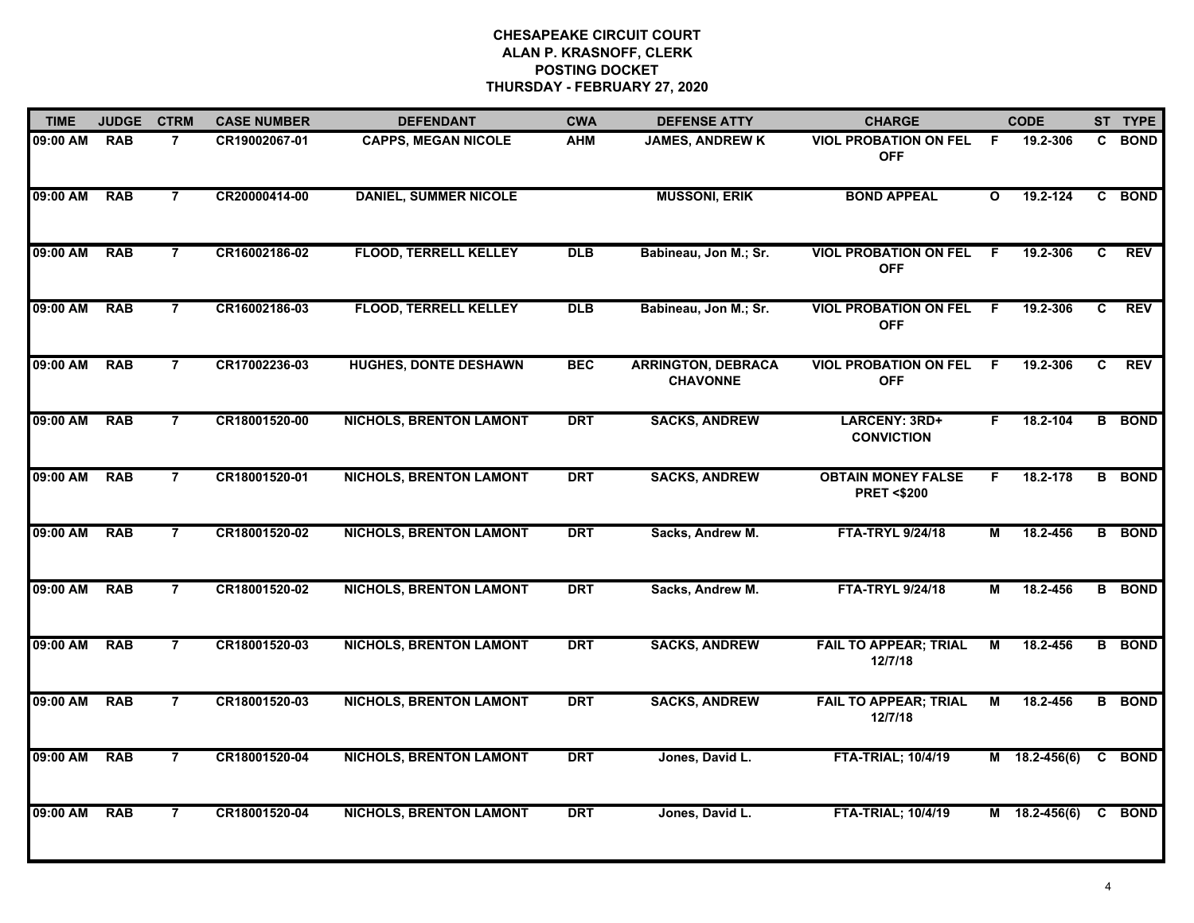# CHESAPEAKE CIRCUIT COURT
## ALAN P. KRASNOFF, CLERK
## POSTING DOCKET
## THURSDAY - FEBRUARY 27, 2020

| TIME | JUDGE | CTRM | CASE NUMBER | DEFENDANT | CWA | DEFENSE ATTY | CHARGE | | CODE | ST | TYPE |
|---|---|---|---|---|---|---|---|---|---|---|---|
| 09:00 AM | RAB | 7 | CR19002067-01 | CAPPS, MEGAN NICOLE | AHM | JAMES, ANDREW K | VIOL PROBATION ON FEL OFF | F | 19.2-306 | C | BOND |
| 09:00 AM | RAB | 7 | CR20000414-00 | DANIEL, SUMMER NICOLE | | MUSSONI, ERIK | BOND APPEAL | O | 19.2-124 | C | BOND |
| 09:00 AM | RAB | 7 | CR16002186-02 | FLOOD, TERRELL KELLEY | DLB | Babineau, Jon M.; Sr. | VIOL PROBATION ON FEL OFF | F | 19.2-306 | C | REV |
| 09:00 AM | RAB | 7 | CR16002186-03 | FLOOD, TERRELL KELLEY | DLB | Babineau, Jon M.; Sr. | VIOL PROBATION ON FEL OFF | F | 19.2-306 | C | REV |
| 09:00 AM | RAB | 7 | CR17002236-03 | HUGHES, DONTE DESHAWN | BEC | ARRINGTON, DEBRACA CHAVONNE | VIOL PROBATION ON FEL OFF | F | 19.2-306 | C | REV |
| 09:00 AM | RAB | 7 | CR18001520-00 | NICHOLS, BRENTON LAMONT | DRT | SACKS, ANDREW | LARCENY: 3RD+ CONVICTION | F | 18.2-104 | B | BOND |
| 09:00 AM | RAB | 7 | CR18001520-01 | NICHOLS, BRENTON LAMONT | DRT | SACKS, ANDREW | OBTAIN MONEY FALSE PRET <$200 | F | 18.2-178 | B | BOND |
| 09:00 AM | RAB | 7 | CR18001520-02 | NICHOLS, BRENTON LAMONT | DRT | Sacks, Andrew M. | FTA-TRYL 9/24/18 | M | 18.2-456 | B | BOND |
| 09:00 AM | RAB | 7 | CR18001520-02 | NICHOLS, BRENTON LAMONT | DRT | Sacks, Andrew M. | FTA-TRYL 9/24/18 | M | 18.2-456 | B | BOND |
| 09:00 AM | RAB | 7 | CR18001520-03 | NICHOLS, BRENTON LAMONT | DRT | SACKS, ANDREW | FAIL TO APPEAR; TRIAL 12/7/18 | M | 18.2-456 | B | BOND |
| 09:00 AM | RAB | 7 | CR18001520-03 | NICHOLS, BRENTON LAMONT | DRT | SACKS, ANDREW | FAIL TO APPEAR; TRIAL 12/7/18 | M | 18.2-456 | B | BOND |
| 09:00 AM | RAB | 7 | CR18001520-04 | NICHOLS, BRENTON LAMONT | DRT | Jones, David L. | FTA-TRIAL; 10/4/19 | M | 18.2-456(6) | C | BOND |
| 09:00 AM | RAB | 7 | CR18001520-04 | NICHOLS, BRENTON LAMONT | DRT | Jones, David L. | FTA-TRIAL; 10/4/19 | M | 18.2-456(6) | C | BOND |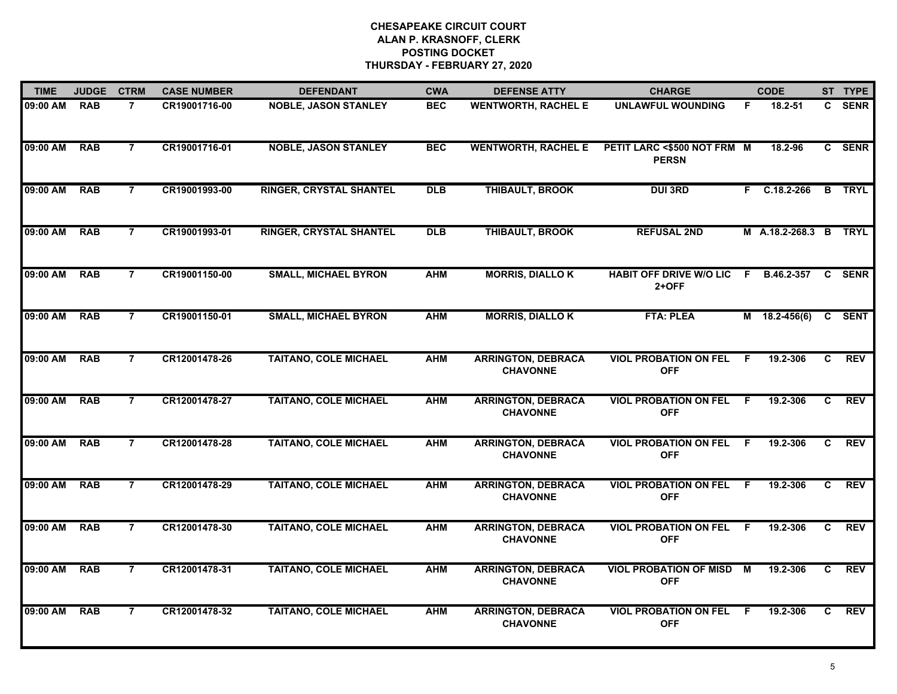# CHESAPEAKE CIRCUIT COURT
## ALAN P. KRASNOFF, CLERK
## POSTING DOCKET
## THURSDAY - FEBRUARY 27, 2020

| TIME | JUDGE | CTRM | CASE NUMBER | DEFENDANT | CWA | DEFENSE ATTY | CHARGE | | CODE | ST | TYPE |
|---|---|---|---|---|---|---|---|---|---|---|---|
| 09:00 AM | RAB | 7 | CR19001716-00 | NOBLE, JASON STANLEY | BEC | WENTWORTH, RACHEL E | UNLAWFUL WOUNDING | F | 18.2-51 | C | SENR |
| 09:00 AM | RAB | 7 | CR19001716-01 | NOBLE, JASON STANLEY | BEC | WENTWORTH, RACHEL E | PETIT LARC <$500 NOT FRM PERSN | M | 18.2-96 | C | SENR |
| 09:00 AM | RAB | 7 | CR19001993-00 | RINGER, CRYSTAL SHANTEL | DLB | THIBAULT, BROOK | DUI 3RD | F | C.18.2-266 | B | TRYL |
| 09:00 AM | RAB | 7 | CR19001993-01 | RINGER, CRYSTAL SHANTEL | DLB | THIBAULT, BROOK | REFUSAL 2ND | M | A.18.2-268.3 | B | TRYL |
| 09:00 AM | RAB | 7 | CR19001150-00 | SMALL, MICHAEL BYRON | AHM | MORRIS, DIALLO K | HABIT OFF DRIVE W/O LIC 2+OFF | F | B.46.2-357 | C | SENR |
| 09:00 AM | RAB | 7 | CR19001150-01 | SMALL, MICHAEL BYRON | AHM | MORRIS, DIALLO K | FTA: PLEA | M | 18.2-456(6) | C | SENT |
| 09:00 AM | RAB | 7 | CR12001478-26 | TAITANO, COLE MICHAEL | AHM | ARRINGTON, DEBRACA CHAVONNE | VIOL PROBATION ON FEL OFF | F | 19.2-306 | C | REV |
| 09:00 AM | RAB | 7 | CR12001478-27 | TAITANO, COLE MICHAEL | AHM | ARRINGTON, DEBRACA CHAVONNE | VIOL PROBATION ON FEL OFF | F | 19.2-306 | C | REV |
| 09:00 AM | RAB | 7 | CR12001478-28 | TAITANO, COLE MICHAEL | AHM | ARRINGTON, DEBRACA CHAVONNE | VIOL PROBATION ON FEL OFF | F | 19.2-306 | C | REV |
| 09:00 AM | RAB | 7 | CR12001478-29 | TAITANO, COLE MICHAEL | AHM | ARRINGTON, DEBRACA CHAVONNE | VIOL PROBATION ON FEL OFF | F | 19.2-306 | C | REV |
| 09:00 AM | RAB | 7 | CR12001478-30 | TAITANO, COLE MICHAEL | AHM | ARRINGTON, DEBRACA CHAVONNE | VIOL PROBATION ON FEL OFF | F | 19.2-306 | C | REV |
| 09:00 AM | RAB | 7 | CR12001478-31 | TAITANO, COLE MICHAEL | AHM | ARRINGTON, DEBRACA CHAVONNE | VIOL PROBATION OF MISD OFF | M | 19.2-306 | C | REV |
| 09:00 AM | RAB | 7 | CR12001478-32 | TAITANO, COLE MICHAEL | AHM | ARRINGTON, DEBRACA CHAVONNE | VIOL PROBATION ON FEL OFF | F | 19.2-306 | C | REV |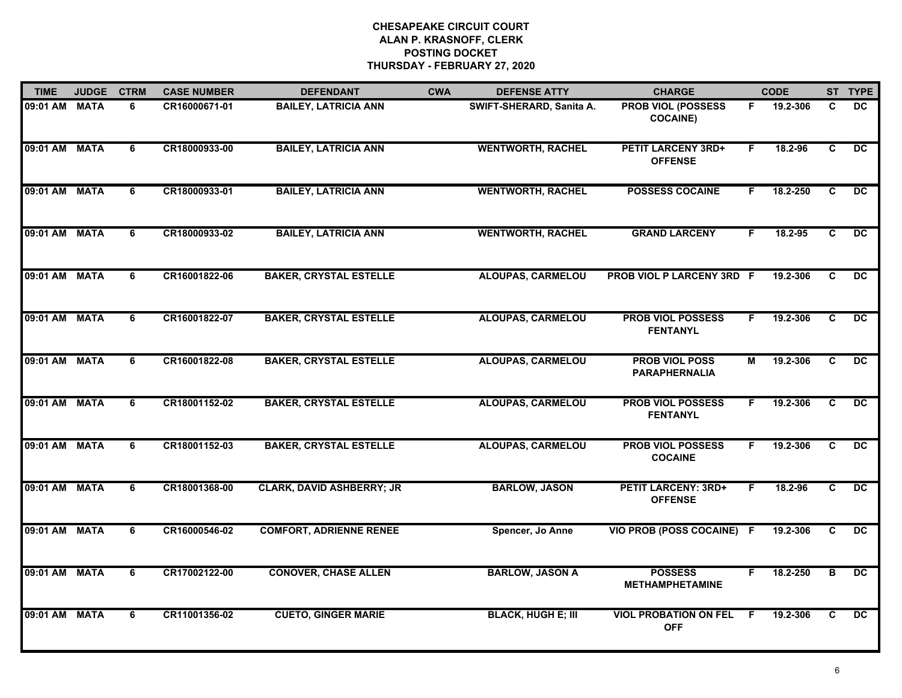**CHESAPEAKE CIRCUIT COURT**
**ALAN P. KRASNOFF, CLERK**
**POSTING DOCKET**
**THURSDAY - FEBRUARY 27, 2020**

| TIME | JUDGE | CTRM | CASE NUMBER | DEFENDANT | CWA | DEFENSE ATTY | CHARGE | | CODE | ST | TYPE |
|---|---|---|---|---|---|---|---|---|---|---|---|
| 09:01 AM | MATA | 6 | CR16000671-01 | BAILEY, LATRICIA ANN | | SWIFT-SHERARD, Sanita A. | PROB VIOL (POSSESS COCAINE) | F | 19.2-306 | C | DC |
| 09:01 AM | MATA | 6 | CR18000933-00 | BAILEY, LATRICIA ANN | | WENTWORTH, RACHEL | PETIT LARCENY 3RD+ OFFENSE | F | 18.2-96 | C | DC |
| 09:01 AM | MATA | 6 | CR18000933-01 | BAILEY, LATRICIA ANN | | WENTWORTH, RACHEL | POSSESS COCAINE | F | 18.2-250 | C | DC |
| 09:01 AM | MATA | 6 | CR18000933-02 | BAILEY, LATRICIA ANN | | WENTWORTH, RACHEL | GRAND LARCENY | F | 18.2-95 | C | DC |
| 09:01 AM | MATA | 6 | CR16001822-06 | BAKER, CRYSTAL ESTELLE | | ALOUPAS, CARMELOU | PROB VIOL P LARCENY 3RD | F | 19.2-306 | C | DC |
| 09:01 AM | MATA | 6 | CR16001822-07 | BAKER, CRYSTAL ESTELLE | | ALOUPAS, CARMELOU | PROB VIOL POSSESS FENTANYL | F | 19.2-306 | C | DC |
| 09:01 AM | MATA | 6 | CR16001822-08 | BAKER, CRYSTAL ESTELLE | | ALOUPAS, CARMELOU | PROB VIOL POSS PARAPHERNALIA | M | 19.2-306 | C | DC |
| 09:01 AM | MATA | 6 | CR18001152-02 | BAKER, CRYSTAL ESTELLE | | ALOUPAS, CARMELOU | PROB VIOL POSSESS FENTANYL | F | 19.2-306 | C | DC |
| 09:01 AM | MATA | 6 | CR18001152-03 | BAKER, CRYSTAL ESTELLE | | ALOUPAS, CARMELOU | PROB VIOL POSSESS COCAINE | F | 19.2-306 | C | DC |
| 09:01 AM | MATA | 6 | CR18001368-00 | CLARK, DAVID ASHBERRY; JR | | BARLOW, JASON | PETIT LARCENY: 3RD+ OFFENSE | F | 18.2-96 | C | DC |
| 09:01 AM | MATA | 6 | CR16000546-02 | COMFORT, ADRIENNE RENEE | | Spencer, Jo Anne | VIO PROB (POSS COCAINE) | F | 19.2-306 | C | DC |
| 09:01 AM | MATA | 6 | CR17002122-00 | CONOVER, CHASE ALLEN | | BARLOW, JASON A | POSSESS METHAMPHETAMINE | F | 18.2-250 | B | DC |
| 09:01 AM | MATA | 6 | CR11001356-02 | CUETO, GINGER MARIE | | BLACK, HUGH E; III | VIOL PROBATION ON FEL OFF | F | 19.2-306 | C | DC |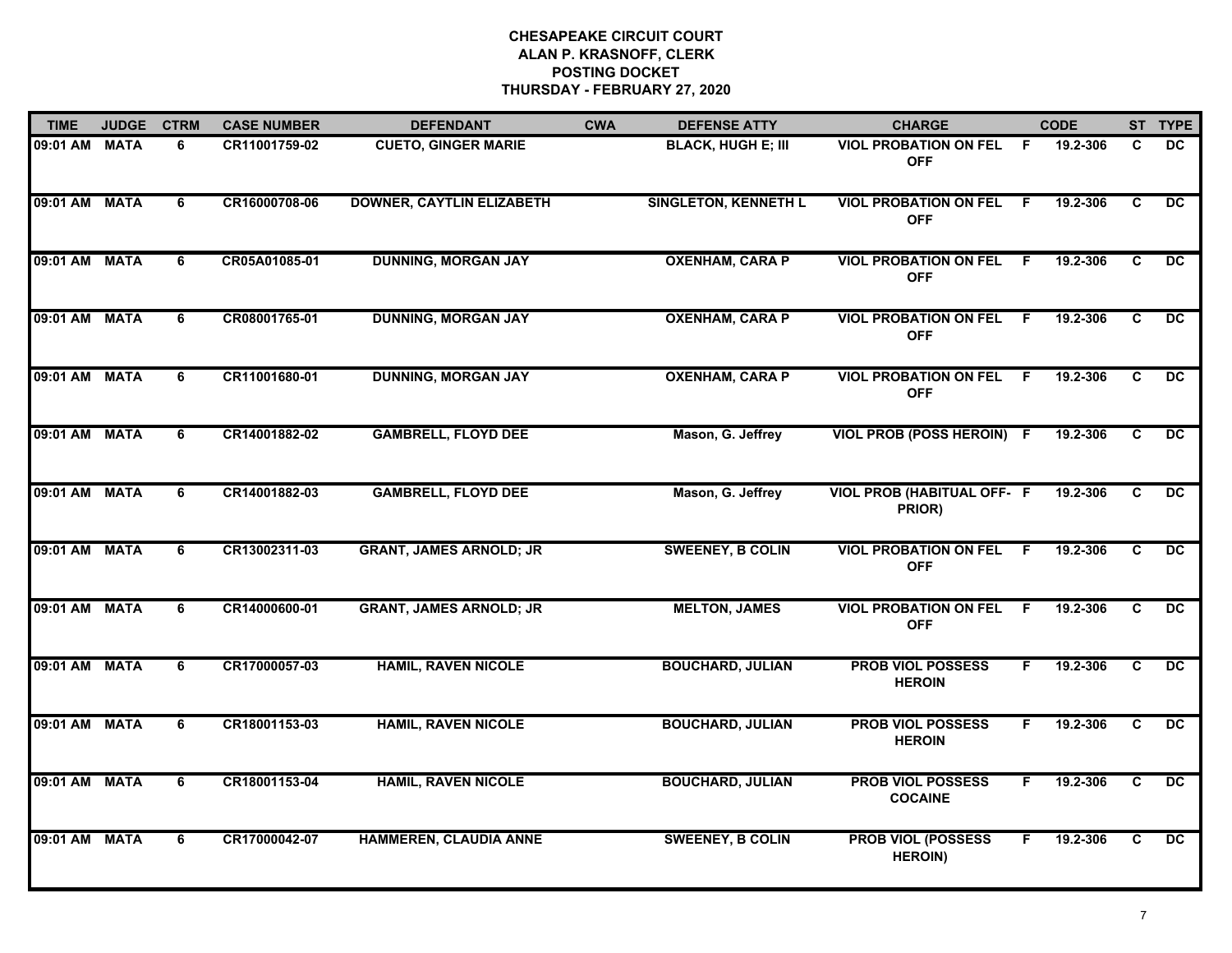# CHESAPEAKE CIRCUIT COURT
## ALAN P. KRASNOFF, CLERK
## POSTING DOCKET
## THURSDAY - FEBRUARY 27, 2020

| TIME | JUDGE | CTRM | CASE NUMBER | DEFENDANT | CWA | DEFENSE ATTY | CHARGE | | CODE | ST | TYPE |
|---|---|---|---|---|---|---|---|---|---|---|---|
| 09:01 AM | MATA | 6 | CR11001759-02 | CUETO, GINGER MARIE | | BLACK, HUGH E; III | VIOL PROBATION ON FEL OFF | F | 19.2-306 | C | DC |
| 09:01 AM | MATA | 6 | CR16000708-06 | DOWNER, CAYTLIN ELIZABETH | | SINGLETON, KENNETH L | VIOL PROBATION ON FEL OFF | F | 19.2-306 | C | DC |
| 09:01 AM | MATA | 6 | CR05A01085-01 | DUNNING, MORGAN JAY | | OXENHAM, CARA P | VIOL PROBATION ON FEL OFF | F | 19.2-306 | C | DC |
| 09:01 AM | MATA | 6 | CR08001765-01 | DUNNING, MORGAN JAY | | OXENHAM, CARA P | VIOL PROBATION ON FEL OFF | F | 19.2-306 | C | DC |
| 09:01 AM | MATA | 6 | CR11001680-01 | DUNNING, MORGAN JAY | | OXENHAM, CARA P | VIOL PROBATION ON FEL OFF | F | 19.2-306 | C | DC |
| 09:01 AM | MATA | 6 | CR14001882-02 | GAMBRELL, FLOYD DEE | | Mason, G. Jeffrey | VIOL PROB (POSS HEROIN) | F | 19.2-306 | C | DC |
| 09:01 AM | MATA | 6 | CR14001882-03 | GAMBRELL, FLOYD DEE | | Mason, G. Jeffrey | VIOL PROB (HABITUAL OFF-PRIOR) | F | 19.2-306 | C | DC |
| 09:01 AM | MATA | 6 | CR13002311-03 | GRANT, JAMES ARNOLD; JR | | SWEENEY, B COLIN | VIOL PROBATION ON FEL OFF | F | 19.2-306 | C | DC |
| 09:01 AM | MATA | 6 | CR14000600-01 | GRANT, JAMES ARNOLD; JR | | MELTON, JAMES | VIOL PROBATION ON FEL OFF | F | 19.2-306 | C | DC |
| 09:01 AM | MATA | 6 | CR17000057-03 | HAMIL, RAVEN NICOLE | | BOUCHARD, JULIAN | PROB VIOL POSSESS HEROIN | F | 19.2-306 | C | DC |
| 09:01 AM | MATA | 6 | CR18001153-03 | HAMIL, RAVEN NICOLE | | BOUCHARD, JULIAN | PROB VIOL POSSESS HEROIN | F | 19.2-306 | C | DC |
| 09:01 AM | MATA | 6 | CR18001153-04 | HAMIL, RAVEN NICOLE | | BOUCHARD, JULIAN | PROB VIOL POSSESS COCAINE | F | 19.2-306 | C | DC |
| 09:01 AM | MATA | 6 | CR17000042-07 | HAMMEREN, CLAUDIA ANNE | | SWEENEY, B COLIN | PROB VIOL (POSSESS HEROIN) | F | 19.2-306 | C | DC |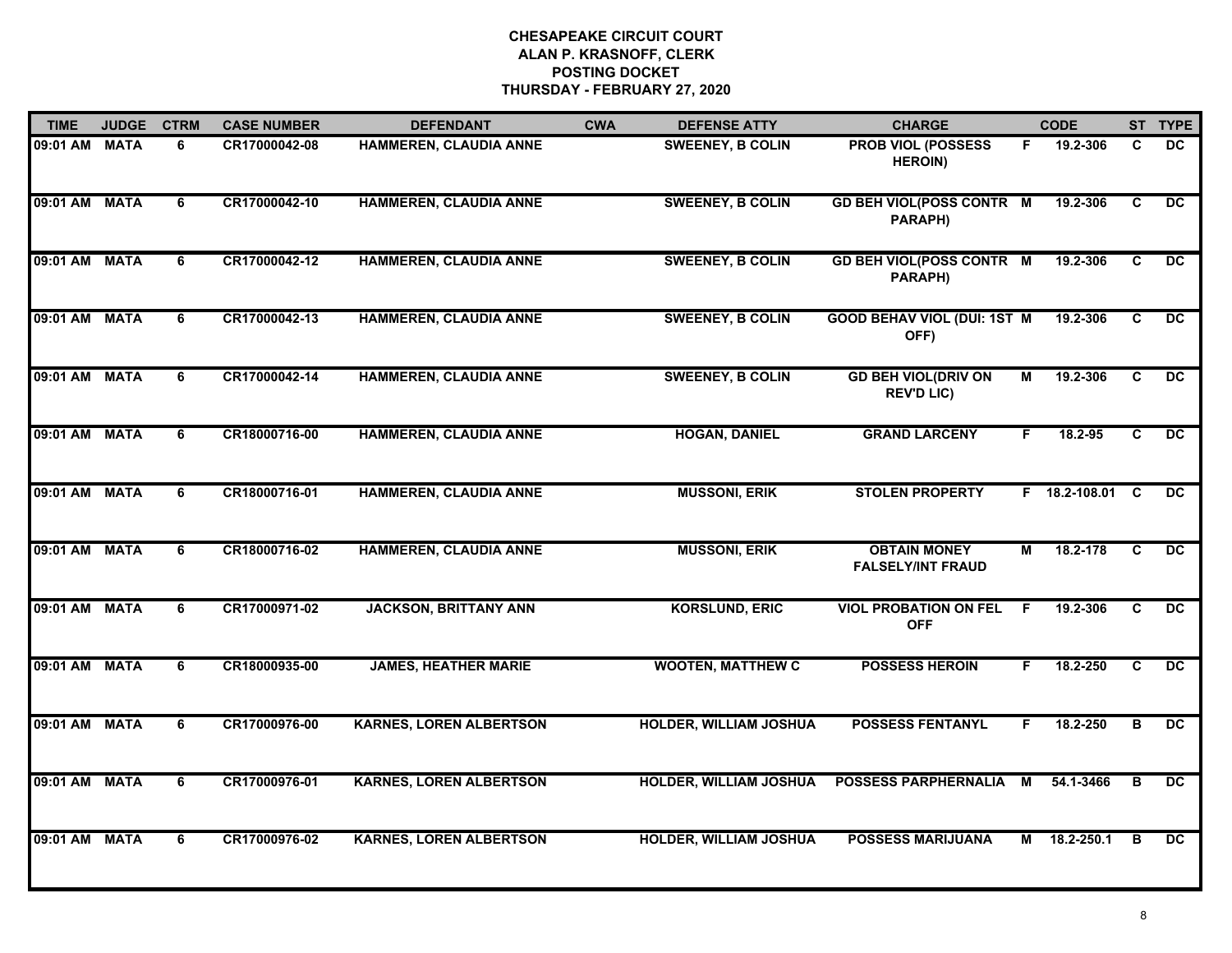**CHESAPEAKE CIRCUIT COURT**
**ALAN P. KRASNOFF, CLERK**
**POSTING DOCKET**
**THURSDAY - FEBRUARY 27, 2020**

| TIME | JUDGE | CTRM | CASE NUMBER | DEFENDANT | CWA | DEFENSE ATTY | CHARGE | | CODE | ST | TYPE |
|---|---|---|---|---|---|---|---|---|---|---|---|
| 09:01 AM | MATA | 6 | CR17000042-08 | HAMMEREN, CLAUDIA ANNE | | SWEENEY, B COLIN | PROB VIOL (POSSESS HEROIN) | F | 19.2-306 | C | DC |
| 09:01 AM | MATA | 6 | CR17000042-10 | HAMMEREN, CLAUDIA ANNE | | SWEENEY, B COLIN | GD BEH VIOL(POSS CONTR PARAPH) | M | 19.2-306 | C | DC |
| 09:01 AM | MATA | 6 | CR17000042-12 | HAMMEREN, CLAUDIA ANNE | | SWEENEY, B COLIN | GD BEH VIOL(POSS CONTR PARAPH) | M | 19.2-306 | C | DC |
| 09:01 AM | MATA | 6 | CR17000042-13 | HAMMEREN, CLAUDIA ANNE | | SWEENEY, B COLIN | GOOD BEHAV VIOL (DUI: 1ST OFF) | M | 19.2-306 | C | DC |
| 09:01 AM | MATA | 6 | CR17000042-14 | HAMMEREN, CLAUDIA ANNE | | SWEENEY, B COLIN | GD BEH VIOL(DRIV ON REV'D LIC) | M | 19.2-306 | C | DC |
| 09:01 AM | MATA | 6 | CR18000716-00 | HAMMEREN, CLAUDIA ANNE | | HOGAN, DANIEL | GRAND LARCENY | F | 18.2-95 | C | DC |
| 09:01 AM | MATA | 6 | CR18000716-01 | HAMMEREN, CLAUDIA ANNE | | MUSSONI, ERIK | STOLEN PROPERTY | F | 18.2-108.01 | C | DC |
| 09:01 AM | MATA | 6 | CR18000716-02 | HAMMEREN, CLAUDIA ANNE | | MUSSONI, ERIK | OBTAIN MONEY FALSELY/INT FRAUD | M | 18.2-178 | C | DC |
| 09:01 AM | MATA | 6 | CR17000971-02 | JACKSON, BRITTANY ANN | | KORSLUND, ERIC | VIOL PROBATION ON FEL OFF | F | 19.2-306 | C | DC |
| 09:01 AM | MATA | 6 | CR18000935-00 | JAMES, HEATHER MARIE | | WOOTEN, MATTHEW C | POSSESS HEROIN | F | 18.2-250 | C | DC |
| 09:01 AM | MATA | 6 | CR17000976-00 | KARNES, LOREN ALBERTSON | | HOLDER, WILLIAM JOSHUA | POSSESS FENTANYL | F | 18.2-250 | B | DC |
| 09:01 AM | MATA | 6 | CR17000976-01 | KARNES, LOREN ALBERTSON | | HOLDER, WILLIAM JOSHUA | POSSESS PARPHERNALIA | M | 54.1-3466 | B | DC |
| 09:01 AM | MATA | 6 | CR17000976-02 | KARNES, LOREN ALBERTSON | | HOLDER, WILLIAM JOSHUA | POSSESS MARIJUANA | M | 18.2-250.1 | B | DC |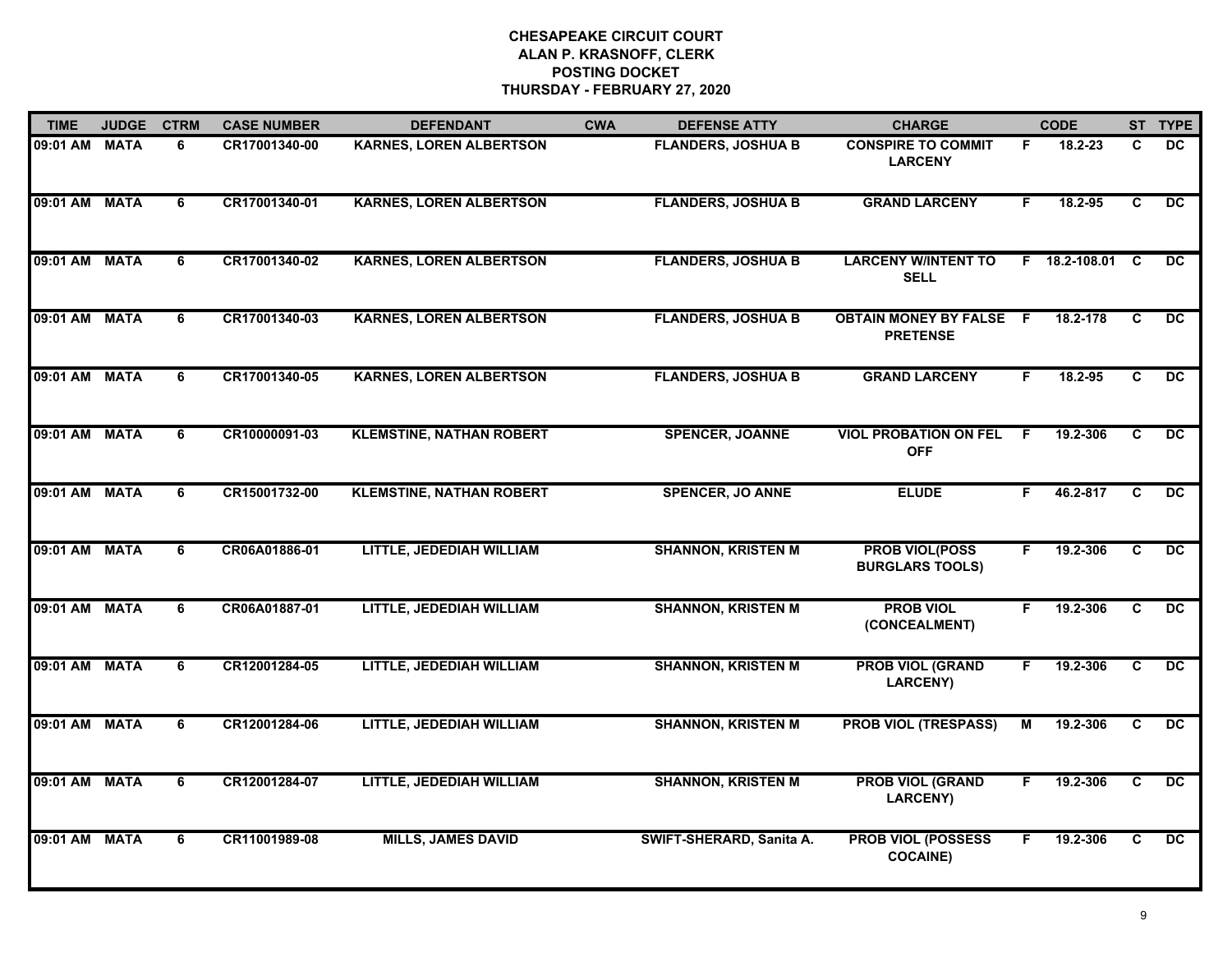**CHESAPEAKE CIRCUIT COURT**
**ALAN P. KRASNOFF, CLERK**
**POSTING DOCKET**
**THURSDAY - FEBRUARY 27, 2020**

| TIME | JUDGE | CTRM | CASE NUMBER | DEFENDANT | CWA | DEFENSE ATTY | CHARGE | | CODE | ST | TYPE |
|---|---|---|---|---|---|---|---|---|---|---|---|
| 09:01 AM | MATA | 6 | CR17001340-00 | KARNES, LOREN ALBERTSON | | FLANDERS, JOSHUA B | CONSPIRE TO COMMIT LARCENY | F | 18.2-23 | C | DC |
| 09:01 AM | MATA | 6 | CR17001340-01 | KARNES, LOREN ALBERTSON | | FLANDERS, JOSHUA B | GRAND LARCENY | F | 18.2-95 | C | DC |
| 09:01 AM | MATA | 6 | CR17001340-02 | KARNES, LOREN ALBERTSON | | FLANDERS, JOSHUA B | LARCENY W/INTENT TO SELL | F | 18.2-108.01 | C | DC |
| 09:01 AM | MATA | 6 | CR17001340-03 | KARNES, LOREN ALBERTSON | | FLANDERS, JOSHUA B | OBTAIN MONEY BY FALSE PRETENSE | F | 18.2-178 | C | DC |
| 09:01 AM | MATA | 6 | CR17001340-05 | KARNES, LOREN ALBERTSON | | FLANDERS, JOSHUA B | GRAND LARCENY | F | 18.2-95 | C | DC |
| 09:01 AM | MATA | 6 | CR10000091-03 | KLEMSTINE, NATHAN ROBERT | | SPENCER, JOANNE | VIOL PROBATION ON FEL OFF | F | 19.2-306 | C | DC |
| 09:01 AM | MATA | 6 | CR15001732-00 | KLEMSTINE, NATHAN ROBERT | | SPENCER, JO ANNE | ELUDE | F | 46.2-817 | C | DC |
| 09:01 AM | MATA | 6 | CR06A01886-01 | LITTLE, JEDEDIAH WILLIAM | | SHANNON, KRISTEN M | PROB VIOL(POSS BURGLARS TOOLS) | F | 19.2-306 | C | DC |
| 09:01 AM | MATA | 6 | CR06A01887-01 | LITTLE, JEDEDIAH WILLIAM | | SHANNON, KRISTEN M | PROB VIOL (CONCEALMENT) | F | 19.2-306 | C | DC |
| 09:01 AM | MATA | 6 | CR12001284-05 | LITTLE, JEDEDIAH WILLIAM | | SHANNON, KRISTEN M | PROB VIOL (GRAND LARCENY) | F | 19.2-306 | C | DC |
| 09:01 AM | MATA | 6 | CR12001284-06 | LITTLE, JEDEDIAH WILLIAM | | SHANNON, KRISTEN M | PROB VIOL (TRESPASS) | M | 19.2-306 | C | DC |
| 09:01 AM | MATA | 6 | CR12001284-07 | LITTLE, JEDEDIAH WILLIAM | | SHANNON, KRISTEN M | PROB VIOL (GRAND LARCENY) | F | 19.2-306 | C | DC |
| 09:01 AM | MATA | 6 | CR11001989-08 | MILLS, JAMES DAVID | | SWIFT-SHERARD, Sanita A. | PROB VIOL (POSSESS COCAINE) | F | 19.2-306 | C | DC |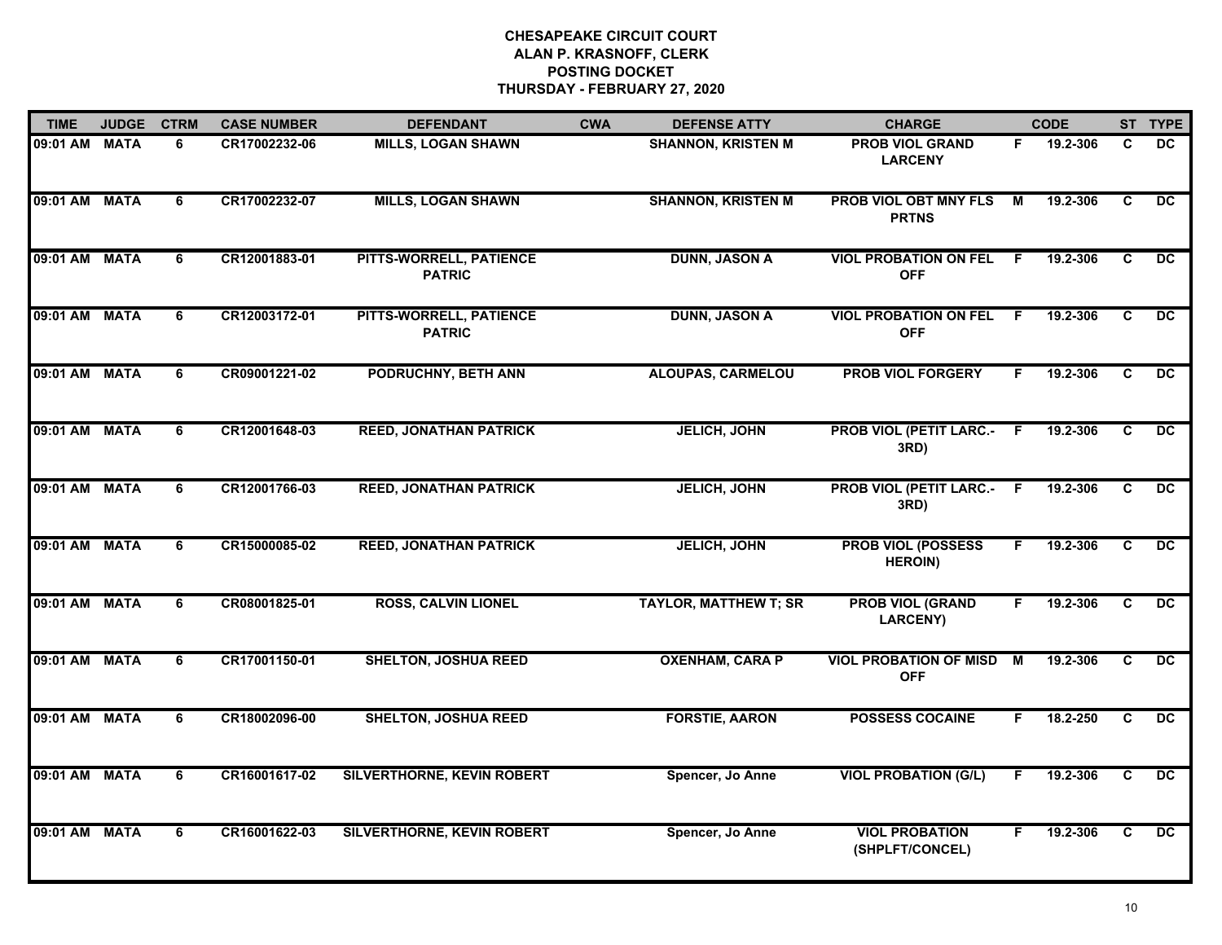# CHESAPEAKE CIRCUIT COURT
## ALAN P. KRASNOFF, CLERK
## POSTING DOCKET
## THURSDAY - FEBRUARY 27, 2020

| TIME | JUDGE | CTRM | CASE NUMBER | DEFENDANT | CWA | DEFENSE ATTY | CHARGE | | CODE | ST | TYPE |
|---|---|---|---|---|---|---|---|---|---|---|---|
| 09:01 AM | MATA | 6 | CR17002232-06 | MILLS, LOGAN SHAWN | | SHANNON, KRISTEN M | PROB VIOL GRAND LARCENY | F | 19.2-306 | C | DC |
| 09:01 AM | MATA | 6 | CR17002232-07 | MILLS, LOGAN SHAWN | | SHANNON, KRISTEN M | PROB VIOL OBT MNY FLS PRTNS | M | 19.2-306 | C | DC |
| 09:01 AM | MATA | 6 | CR12001883-01 | PITTS-WORRELL, PATIENCE PATRIC | | DUNN, JASON A | VIOL PROBATION ON FEL OFF | F | 19.2-306 | C | DC |
| 09:01 AM | MATA | 6 | CR12003172-01 | PITTS-WORRELL, PATIENCE PATRIC | | DUNN, JASON A | VIOL PROBATION ON FEL OFF | F | 19.2-306 | C | DC |
| 09:01 AM | MATA | 6 | CR09001221-02 | PODRUCHNY, BETH ANN | | ALOUPAS, CARMELOU | PROB VIOL FORGERY | F | 19.2-306 | C | DC |
| 09:01 AM | MATA | 6 | CR12001648-03 | REED, JONATHAN PATRICK | | JELICH, JOHN | PROB VIOL (PETIT LARC.-3RD) | F | 19.2-306 | C | DC |
| 09:01 AM | MATA | 6 | CR12001766-03 | REED, JONATHAN PATRICK | | JELICH, JOHN | PROB VIOL (PETIT LARC.-3RD) | F | 19.2-306 | C | DC |
| 09:01 AM | MATA | 6 | CR15000085-02 | REED, JONATHAN PATRICK | | JELICH, JOHN | PROB VIOL (POSSESS HEROIN) | F | 19.2-306 | C | DC |
| 09:01 AM | MATA | 6 | CR08001825-01 | ROSS, CALVIN LIONEL | | TAYLOR, MATTHEW T; SR | PROB VIOL (GRAND LARCENY) | F | 19.2-306 | C | DC |
| 09:01 AM | MATA | 6 | CR17001150-01 | SHELTON, JOSHUA REED | | OXENHAM, CARA P | VIOL PROBATION OF MISD OFF | M | 19.2-306 | C | DC |
| 09:01 AM | MATA | 6 | CR18002096-00 | SHELTON, JOSHUA REED | | FORSTIE, AARON | POSSESS COCAINE | F | 18.2-250 | C | DC |
| 09:01 AM | MATA | 6 | CR16001617-02 | SILVERTHORNE, KEVIN ROBERT | | Spencer, Jo Anne | VIOL PROBATION (G/L) | F | 19.2-306 | C | DC |
| 09:01 AM | MATA | 6 | CR16001622-03 | SILVERTHORNE, KEVIN ROBERT | | Spencer, Jo Anne | VIOL PROBATION (SHPLFT/CONCEL) | F | 19.2-306 | C | DC |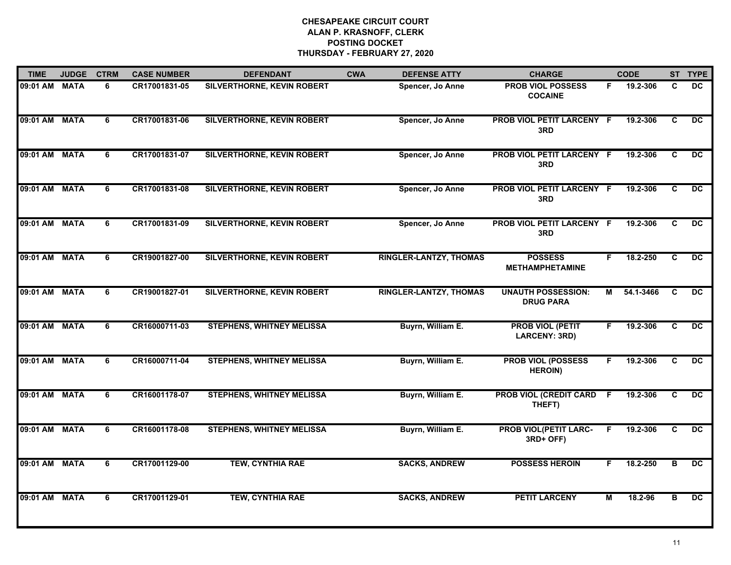# CHESAPEAKE CIRCUIT COURT
## ALAN P. KRASNOFF, CLERK
## POSTING DOCKET
## THURSDAY - FEBRUARY 27, 2020

| TIME | JUDGE | CTRM | CASE NUMBER | DEFENDANT | CWA | DEFENSE ATTY | CHARGE | | CODE | ST | TYPE |
|---|---|---|---|---|---|---|---|---|---|---|---|
| 09:01 AM | MATA | 6 | CR17001831-05 | SILVERTHORNE, KEVIN ROBERT | | Spencer, Jo Anne | PROB VIOL POSSESS COCAINE | F | 19.2-306 | C | DC |
| 09:01 AM | MATA | 6 | CR17001831-06 | SILVERTHORNE, KEVIN ROBERT | | Spencer, Jo Anne | PROB VIOL PETIT LARCENY 3RD | F | 19.2-306 | C | DC |
| 09:01 AM | MATA | 6 | CR17001831-07 | SILVERTHORNE, KEVIN ROBERT | | Spencer, Jo Anne | PROB VIOL PETIT LARCENY 3RD | F | 19.2-306 | C | DC |
| 09:01 AM | MATA | 6 | CR17001831-08 | SILVERTHORNE, KEVIN ROBERT | | Spencer, Jo Anne | PROB VIOL PETIT LARCENY 3RD | F | 19.2-306 | C | DC |
| 09:01 AM | MATA | 6 | CR17001831-09 | SILVERTHORNE, KEVIN ROBERT | | Spencer, Jo Anne | PROB VIOL PETIT LARCENY 3RD | F | 19.2-306 | C | DC |
| 09:01 AM | MATA | 6 | CR19001827-00 | SILVERTHORNE, KEVIN ROBERT | | RINGLER-LANTZY, THOMAS | POSSESS METHAMPHETAMINE | F | 18.2-250 | C | DC |
| 09:01 AM | MATA | 6 | CR19001827-01 | SILVERTHORNE, KEVIN ROBERT | | RINGLER-LANTZY, THOMAS | UNAUTH POSSESSION: DRUG PARA | M | 54.1-3466 | C | DC |
| 09:01 AM | MATA | 6 | CR16000711-03 | STEPHENS, WHITNEY MELISSA | | Buyrn, William E. | PROB VIOL (PETIT LARCENY: 3RD) | F | 19.2-306 | C | DC |
| 09:01 AM | MATA | 6 | CR16000711-04 | STEPHENS, WHITNEY MELISSA | | Buyrn, William E. | PROB VIOL (POSSESS HEROIN) | F | 19.2-306 | C | DC |
| 09:01 AM | MATA | 6 | CR16001178-07 | STEPHENS, WHITNEY MELISSA | | Buyrn, William E. | PROB VIOL (CREDIT CARD THEFT) | F | 19.2-306 | C | DC |
| 09:01 AM | MATA | 6 | CR16001178-08 | STEPHENS, WHITNEY MELISSA | | Buyrn, William E. | PROB VIOL(PETIT LARC-3RD+ OFF) | F | 19.2-306 | C | DC |
| 09:01 AM | MATA | 6 | CR17001129-00 | TEW, CYNTHIA RAE | | SACKS, ANDREW | POSSESS HEROIN | F | 18.2-250 | B | DC |
| 09:01 AM | MATA | 6 | CR17001129-01 | TEW, CYNTHIA RAE | | SACKS, ANDREW | PETIT LARCENY | M | 18.2-96 | B | DC |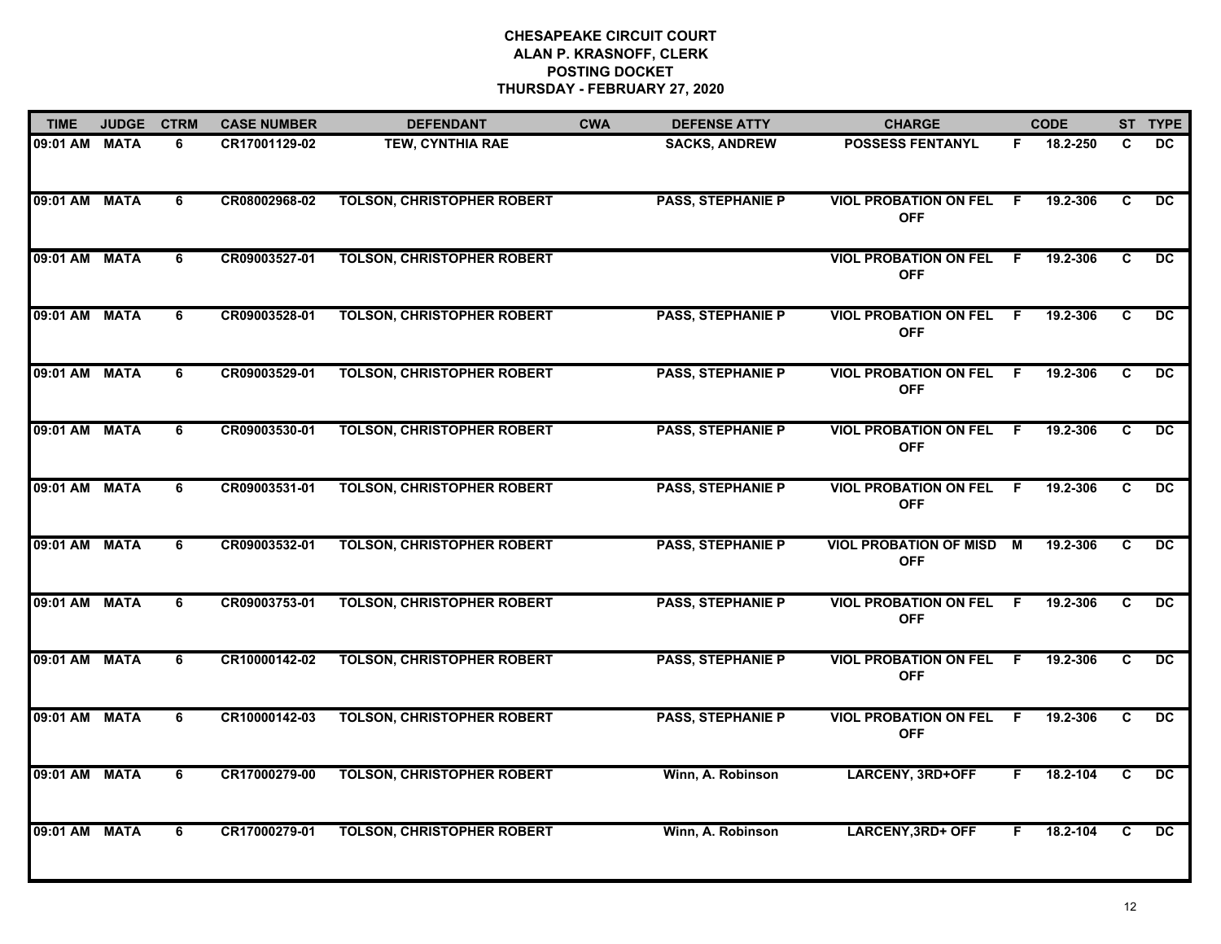# CHESAPEAKE CIRCUIT COURT
## ALAN P. KRASNOFF, CLERK
## POSTING DOCKET
## THURSDAY - FEBRUARY 27, 2020

| TIME | JUDGE | CTRM | CASE NUMBER | DEFENDANT | CWA | DEFENSE ATTY | CHARGE | | CODE | ST | TYPE |
|---|---|---|---|---|---|---|---|---|---|---|---|
| 09:01 AM | MATA | 6 | CR17001129-02 | TEW, CYNTHIA RAE | | SACKS, ANDREW | POSSESS FENTANYL | F | 18.2-250 | C | DC |
| 09:01 AM | MATA | 6 | CR08002968-02 | TOLSON, CHRISTOPHER ROBERT | | PASS, STEPHANIE P | VIOL PROBATION ON FEL OFF | F | 19.2-306 | C | DC |
| 09:01 AM | MATA | 6 | CR09003527-01 | TOLSON, CHRISTOPHER ROBERT | | | VIOL PROBATION ON FEL OFF | F | 19.2-306 | C | DC |
| 09:01 AM | MATA | 6 | CR09003528-01 | TOLSON, CHRISTOPHER ROBERT | | PASS, STEPHANIE P | VIOL PROBATION ON FEL OFF | F | 19.2-306 | C | DC |
| 09:01 AM | MATA | 6 | CR09003529-01 | TOLSON, CHRISTOPHER ROBERT | | PASS, STEPHANIE P | VIOL PROBATION ON FEL OFF | F | 19.2-306 | C | DC |
| 09:01 AM | MATA | 6 | CR09003530-01 | TOLSON, CHRISTOPHER ROBERT | | PASS, STEPHANIE P | VIOL PROBATION ON FEL OFF | F | 19.2-306 | C | DC |
| 09:01 AM | MATA | 6 | CR09003531-01 | TOLSON, CHRISTOPHER ROBERT | | PASS, STEPHANIE P | VIOL PROBATION ON FEL OFF | F | 19.2-306 | C | DC |
| 09:01 AM | MATA | 6 | CR09003532-01 | TOLSON, CHRISTOPHER ROBERT | | PASS, STEPHANIE P | VIOL PROBATION OF MISD OFF | M | 19.2-306 | C | DC |
| 09:01 AM | MATA | 6 | CR09003753-01 | TOLSON, CHRISTOPHER ROBERT | | PASS, STEPHANIE P | VIOL PROBATION ON FEL OFF | F | 19.2-306 | C | DC |
| 09:01 AM | MATA | 6 | CR10000142-02 | TOLSON, CHRISTOPHER ROBERT | | PASS, STEPHANIE P | VIOL PROBATION ON FEL OFF | F | 19.2-306 | C | DC |
| 09:01 AM | MATA | 6 | CR10000142-03 | TOLSON, CHRISTOPHER ROBERT | | PASS, STEPHANIE P | VIOL PROBATION ON FEL OFF | F | 19.2-306 | C | DC |
| 09:01 AM | MATA | 6 | CR17000279-00 | TOLSON, CHRISTOPHER ROBERT | | Winn, A. Robinson | LARCENY, 3RD+OFF | F | 18.2-104 | C | DC |
| 09:01 AM | MATA | 6 | CR17000279-01 | TOLSON, CHRISTOPHER ROBERT | | Winn, A. Robinson | LARCENY,3RD+ OFF | F | 18.2-104 | C | DC |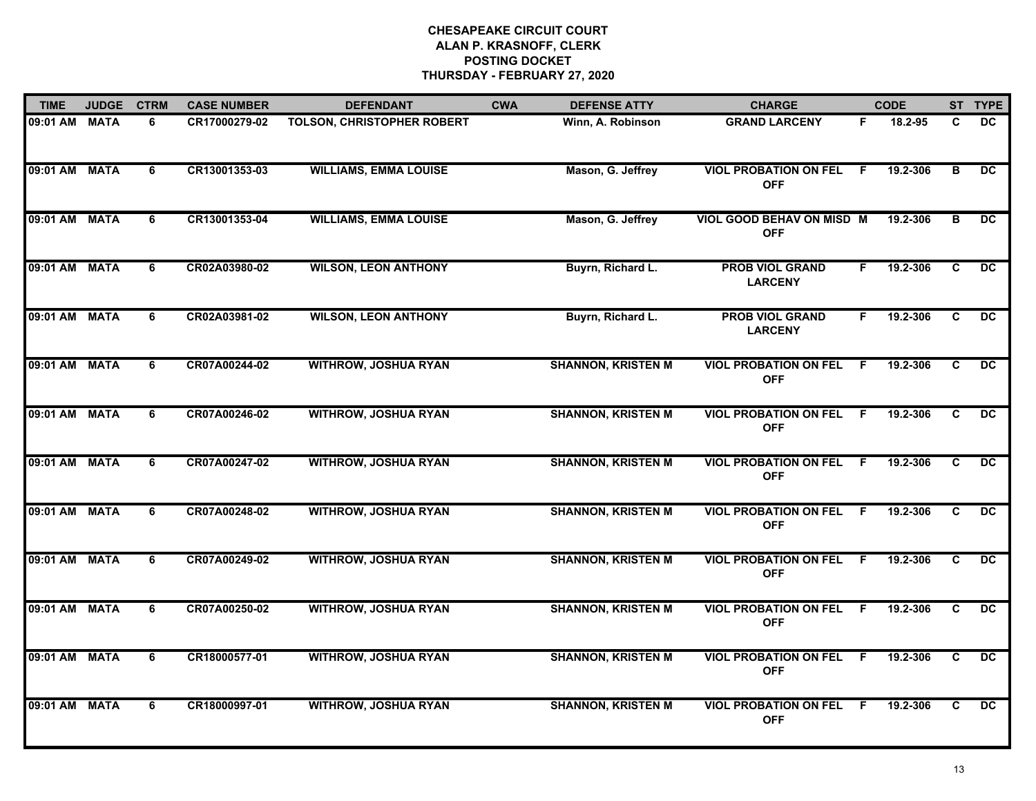**CHESAPEAKE CIRCUIT COURT**
**ALAN P. KRASNOFF, CLERK**
**POSTING DOCKET**
**THURSDAY - FEBRUARY 27, 2020**

| TIME | JUDGE | CTRM | CASE NUMBER | DEFENDANT | CWA | DEFENSE ATTY | CHARGE | | CODE | ST | TYPE |
|---|---|---|---|---|---|---|---|---|---|---|---|
| 09:01 AM | MATA | 6 | CR17000279-02 | TOLSON, CHRISTOPHER ROBERT | | Winn, A. Robinson | GRAND LARCENY | F | 18.2-95 | C | DC |
| 09:01 AM | MATA | 6 | CR13001353-03 | WILLIAMS, EMMA LOUISE | | Mason, G. Jeffrey | VIOL PROBATION ON FEL OFF | F | 19.2-306 | B | DC |
| 09:01 AM | MATA | 6 | CR13001353-04 | WILLIAMS, EMMA LOUISE | | Mason, G. Jeffrey | VIOL GOOD BEHAV ON MISD OFF | M | 19.2-306 | B | DC |
| 09:01 AM | MATA | 6 | CR02A03980-02 | WILSON, LEON ANTHONY | | Buyrn, Richard L. | PROB VIOL GRAND LARCENY | F | 19.2-306 | C | DC |
| 09:01 AM | MATA | 6 | CR02A03981-02 | WILSON, LEON ANTHONY | | Buyrn, Richard L. | PROB VIOL GRAND LARCENY | F | 19.2-306 | C | DC |
| 09:01 AM | MATA | 6 | CR07A00244-02 | WITHROW, JOSHUA RYAN | | SHANNON, KRISTEN M | VIOL PROBATION ON FEL OFF | F | 19.2-306 | C | DC |
| 09:01 AM | MATA | 6 | CR07A00246-02 | WITHROW, JOSHUA RYAN | | SHANNON, KRISTEN M | VIOL PROBATION ON FEL OFF | F | 19.2-306 | C | DC |
| 09:01 AM | MATA | 6 | CR07A00247-02 | WITHROW, JOSHUA RYAN | | SHANNON, KRISTEN M | VIOL PROBATION ON FEL OFF | F | 19.2-306 | C | DC |
| 09:01 AM | MATA | 6 | CR07A00248-02 | WITHROW, JOSHUA RYAN | | SHANNON, KRISTEN M | VIOL PROBATION ON FEL OFF | F | 19.2-306 | C | DC |
| 09:01 AM | MATA | 6 | CR07A00249-02 | WITHROW, JOSHUA RYAN | | SHANNON, KRISTEN M | VIOL PROBATION ON FEL OFF | F | 19.2-306 | C | DC |
| 09:01 AM | MATA | 6 | CR07A00250-02 | WITHROW, JOSHUA RYAN | | SHANNON, KRISTEN M | VIOL PROBATION ON FEL OFF | F | 19.2-306 | C | DC |
| 09:01 AM | MATA | 6 | CR18000577-01 | WITHROW, JOSHUA RYAN | | SHANNON, KRISTEN M | VIOL PROBATION ON FEL OFF | F | 19.2-306 | C | DC |
| 09:01 AM | MATA | 6 | CR18000997-01 | WITHROW, JOSHUA RYAN | | SHANNON, KRISTEN M | VIOL PROBATION ON FEL OFF | F | 19.2-306 | C | DC |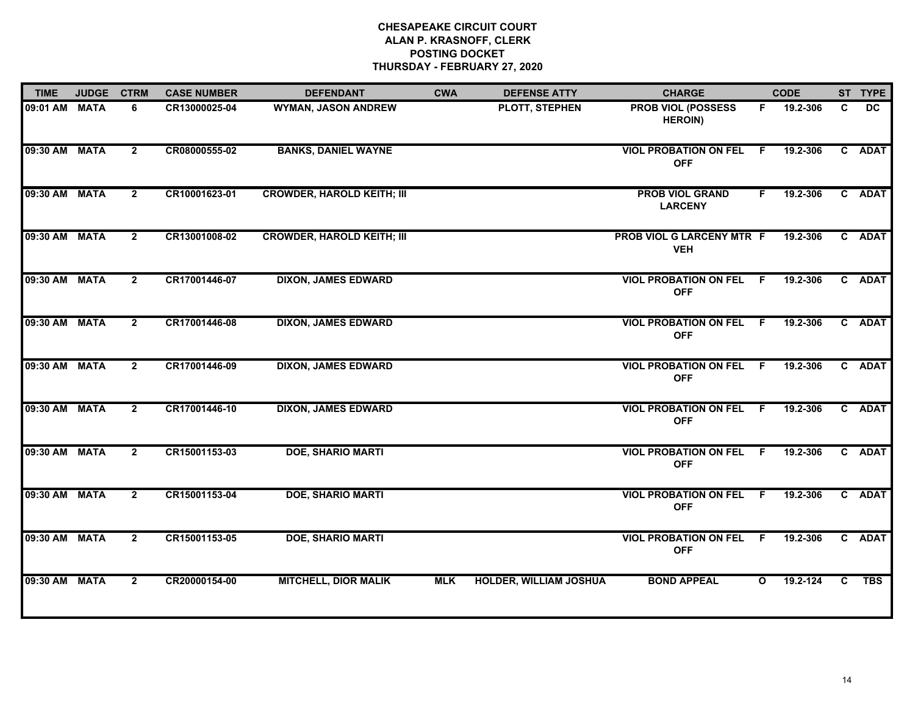**CHESAPEAKE CIRCUIT COURT**
**ALAN P. KRASNOFF, CLERK**
**POSTING DOCKET**
**THURSDAY - FEBRUARY 27, 2020**

| TIME | JUDGE | CTRM | CASE NUMBER | DEFENDANT | CWA | DEFENSE ATTY | CHARGE | | CODE | ST | TYPE |
|---|---|---|---|---|---|---|---|---|---|---|---|
| 09:01 AM | MATA | 6 | CR13000025-04 | WYMAN, JASON ANDREW | | PLOTT, STEPHEN | PROB VIOL (POSSESS HEROIN) | F | 19.2-306 | C | DC |
| 09:30 AM | MATA | 2 | CR08000555-02 | BANKS, DANIEL WAYNE | | | VIOL PROBATION ON FEL OFF | F | 19.2-306 | C | ADAT |
| 09:30 AM | MATA | 2 | CR10001623-01 | CROWDER, HAROLD KEITH; III | | | PROB VIOL GRAND LARCENY | F | 19.2-306 | C | ADAT |
| 09:30 AM | MATA | 2 | CR13001008-02 | CROWDER, HAROLD KEITH; III | | | PROB VIOL G LARCENY MTR VEH | F | 19.2-306 | C | ADAT |
| 09:30 AM | MATA | 2 | CR17001446-07 | DIXON, JAMES EDWARD | | | VIOL PROBATION ON FEL OFF | F | 19.2-306 | C | ADAT |
| 09:30 AM | MATA | 2 | CR17001446-08 | DIXON, JAMES EDWARD | | | VIOL PROBATION ON FEL OFF | F | 19.2-306 | C | ADAT |
| 09:30 AM | MATA | 2 | CR17001446-09 | DIXON, JAMES EDWARD | | | VIOL PROBATION ON FEL OFF | F | 19.2-306 | C | ADAT |
| 09:30 AM | MATA | 2 | CR17001446-10 | DIXON, JAMES EDWARD | | | VIOL PROBATION ON FEL OFF | F | 19.2-306 | C | ADAT |
| 09:30 AM | MATA | 2 | CR15001153-03 | DOE, SHARIO MARTI | | | VIOL PROBATION ON FEL OFF | F | 19.2-306 | C | ADAT |
| 09:30 AM | MATA | 2 | CR15001153-04 | DOE, SHARIO MARTI | | | VIOL PROBATION ON FEL OFF | F | 19.2-306 | C | ADAT |
| 09:30 AM | MATA | 2 | CR15001153-05 | DOE, SHARIO MARTI | | | VIOL PROBATION ON FEL OFF | F | 19.2-306 | C | ADAT |
| 09:30 AM | MATA | 2 | CR20000154-00 | MITCHELL, DIOR MALIK | MLK | HOLDER, WILLIAM JOSHUA | BOND APPEAL | O | 19.2-124 | C | TBS |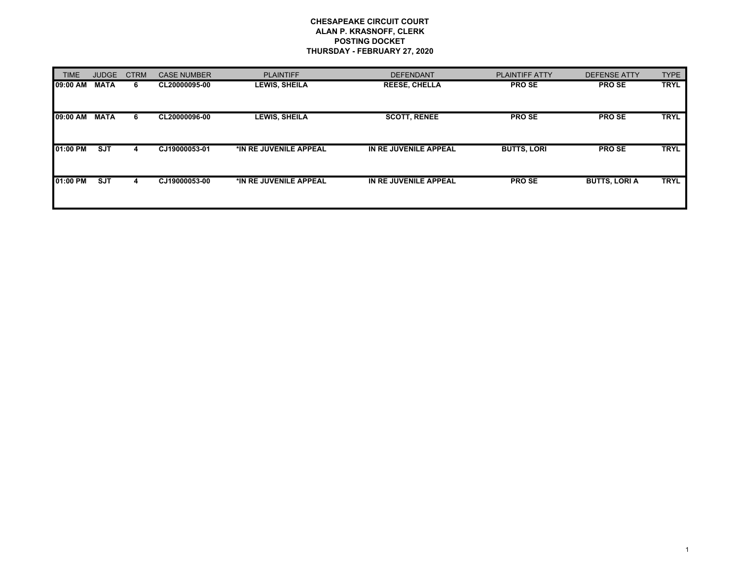**CHESAPEAKE CIRCUIT COURT**
**ALAN P. KRASNOFF, CLERK**
**POSTING DOCKET**
**THURSDAY - FEBRUARY 27, 2020**

| TIME | JUDGE | CTRM | CASE NUMBER | PLAINTIFF | DEFENDANT | PLAINTIFF ATTY | DEFENSE ATTY | TYPE |
|---|---|---|---|---|---|---|---|---|
| 09:00 AM | MATA | 6 | CL20000095-00 | LEWIS, SHEILA | REESE, CHELLA | PRO SE | PRO SE | TRYL |
| 09:00 AM | MATA | 6 | CL20000096-00 | LEWIS, SHEILA | SCOTT, RENEE | PRO SE | PRO SE | TRYL |
| 01:00 PM | SJT | 4 | CJ19000053-01 | *IN RE JUVENILE APPEAL | IN RE JUVENILE APPEAL | BUTTS, LORI | PRO SE | TRYL |
| 01:00 PM | SJT | 4 | CJ19000053-00 | *IN RE JUVENILE APPEAL | IN RE JUVENILE APPEAL | PRO SE | BUTTS, LORI A | TRYL |